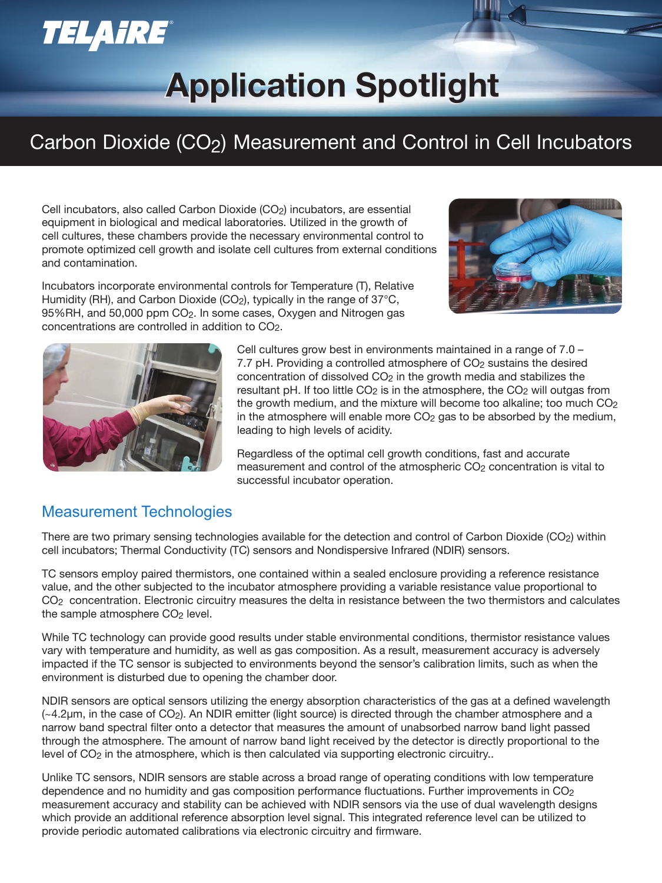# Application Spotlight

## Carbon Dioxide ($CO_2$) Measurement and Control in Cell Incubators

Cell incubators, also called Carbon Dioxide ($CO_2$) incubators, are essential equipment in biological and medical laboratories. Utilized in the growth of cell cultures, these chambers provide the necessary environmental control to promote optimized cell growth and isolate cell cultures from external conditions and contamination.

Incubators incorporate environmental controls for Temperature (T), Relative Humidity (RH), and Carbon Dioxide ($CO_2$), typically in the range of 37°C, 95%RH, and 50,000 ppm $CO_2$. In some cases, Oxygen and Nitrogen gas concentrations are controlled in addition to $CO_2$.

Cell cultures grow best in environments maintained in a range of 7.0 – 7.7 pH. Providing a controlled atmosphere of $CO_2$ sustains the desired concentration of dissolved $CO_2$ in the growth media and stabilizes the resultant pH. If too little $CO_2$ is in the atmosphere, the $CO_2$ will outgas from the growth medium, and the mixture will become too alkaline; too much $CO_2$ in the atmosphere will enable more $CO_2$ gas to be absorbed by the medium, leading to high levels of acidity.

Regardless of the optimal cell growth conditions, fast and accurate measurement and control of the atmospheric $CO_2$ concentration is vital to successful incubator operation.

## Measurement Technologies

There are two primary sensing technologies available for the detection and control of Carbon Dioxide ($CO_2$) within cell incubators; Thermal Conductivity (TC) sensors and Nondispersive Infrared (NDIR) sensors.

TC sensors employ paired thermistors, one contained within a sealed enclosure providing a reference resistance value, and the other subjected to the incubator atmosphere providing a variable resistance value proportional to $CO_2$ concentration. Electronic circuitry measures the delta in resistance between the two thermistors and calculates the sample atmosphere $CO_2$ level.

While TC technology can provide good results under stable environmental conditions, thermistor resistance values vary with temperature and humidity, as well as gas composition. As a result, measurement accuracy is adversely impacted if the TC sensor is subjected to environments beyond the sensor's calibration limits, such as when the environment is disturbed due to opening the chamber door.

NDIR sensors are optical sensors utilizing the energy absorption characteristics of the gas at a defined wavelength (~4.2µm, in the case of $CO_2$). An NDIR emitter (light source) is directed through the chamber atmosphere and a narrow band spectral filter onto a detector that measures the amount of unabsorbed narrow band light passed through the atmosphere. The amount of narrow band light received by the detector is directly proportional to the level of $CO_2$ in the atmosphere, which is then calculated via supporting electronic circuitry..

Unlike TC sensors, NDIR sensors are stable across a broad range of operating conditions with low temperature dependence and no humidity and gas composition performance fluctuations. Further improvements in $CO_2$ measurement accuracy and stability can be achieved with NDIR sensors via the use of dual wavelength designs which provide an additional reference absorption level signal. This integrated reference level can be utilized to provide periodic automated calibrations via electronic circuitry and firmware.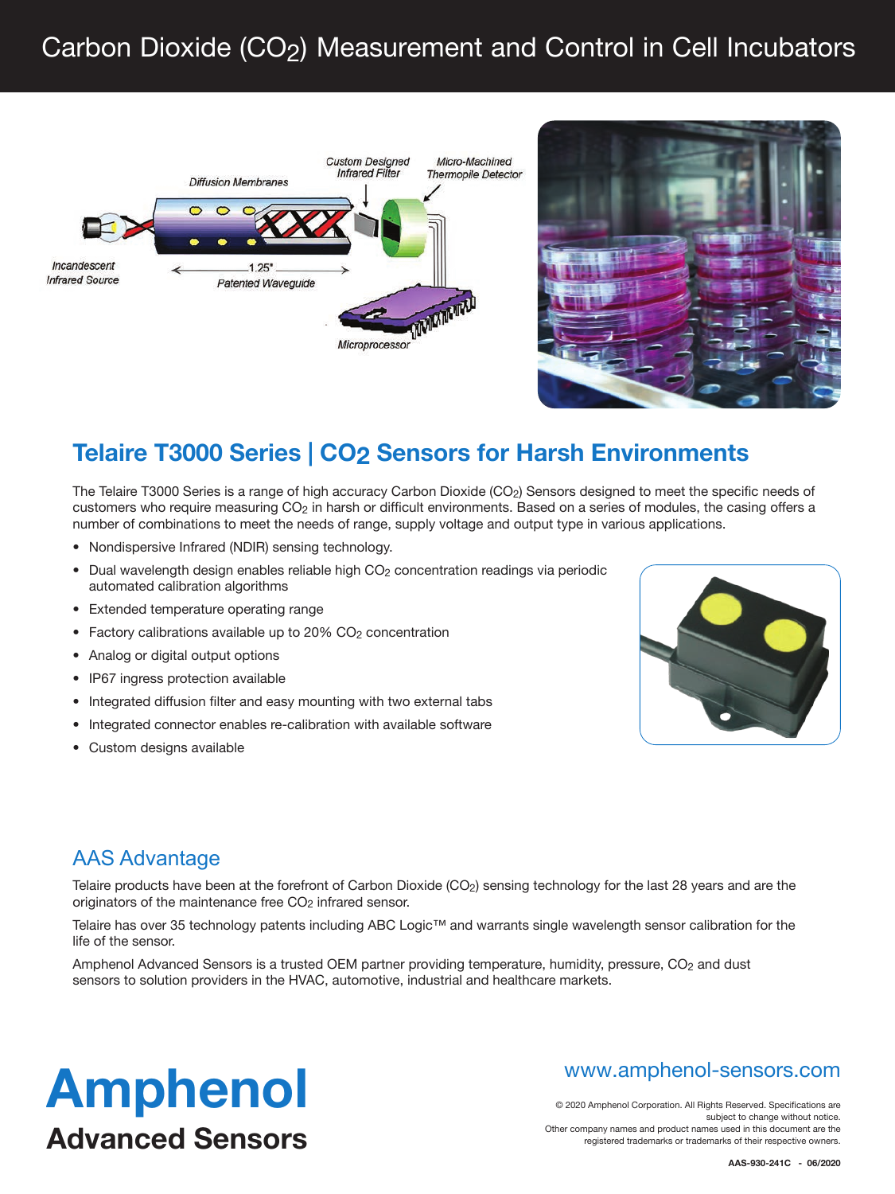# Carbon Dioxide ($CO_2$) Measurement and Control in Cell Incubators

Custom Designed Infrared Filter

Micro-Machined Thermopile Detector

Diffusion Membranes

Incandescent Infrared Source

1.25"

Patented Waveguide

Microprocessor

## Telaire T3000 Series | $CO_2$ Sensors for Harsh Environments

The Telaire T3000 Series is a range of high accuracy Carbon Dioxide ($CO_2$) Sensors designed to meet the specific needs of customers who require measuring $CO_2$ in harsh or difficult environments. Based on a series of modules, the casing offers a number of combinations to meet the needs of range, supply voltage and output type in various applications.

- Nondispersive Infrared (NDIR) sensing technology.
- Dual wavelength design enables reliable high $CO_2$ concentration readings via periodic automated calibration algorithms
- Extended temperature operating range
- Factory calibrations available up to 20% $CO_2$ concentration
- Analog or digital output options
- IP67 ingress protection available
- Integrated diffusion filter and easy mounting with two external tabs
- Integrated connector enables re-calibration with available software
- Custom designs available

## AAS Advantage

Telaire products have been at the forefront of Carbon Dioxide ($CO_2$) sensing technology for the last 28 years and are the originators of the maintenance free $CO_2$ infrared sensor.

Telaire has over 35 technology patents including ABC Logic™ and warrants single wavelength sensor calibration for the life of the sensor.

Amphenol Advanced Sensors is a trusted OEM partner providing temperature, humidity, pressure, $CO_2$ and dust sensors to solution providers in the HVAC, automotive, industrial and healthcare markets.

**Amphenol**
**Advanced Sensors**

www.amphenol-sensors.com

© 2020 Amphenol Corporation. All Rights Reserved. Specifications are subject to change without notice.
Other company names and product names used in this document are the registered trademarks or trademarks of their respective owners.

AAS-930-241C - 06/2020